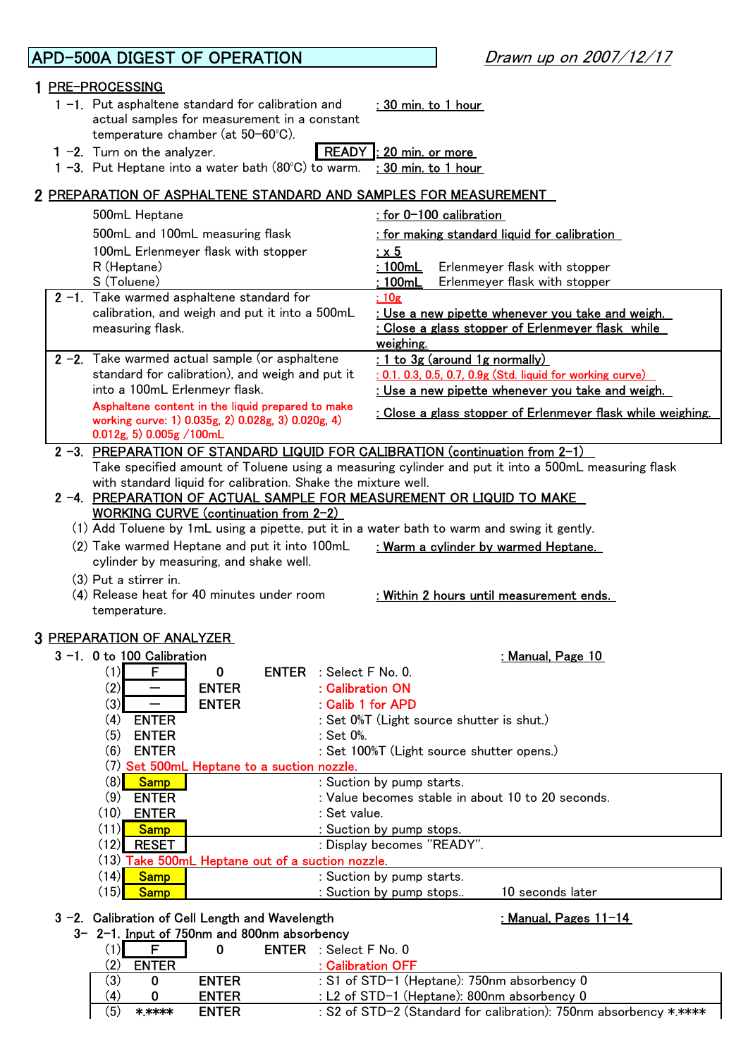# APD-500A DIGEST OF OPERATION

*Drawn up on 2007/12/17*

## 1 PRE-PROCESSING

1 -1. Put asphaltene standard for calibration and actual samples for measurement in a constant temperature chamber (at 50-60℃). : 30 min. to 1 hour

1 -2. Turn on the analyzer. READY : 20 min. or more

1 -3. Put Heptane into a water bath (80℃) to warm. : 30 min. to 1 hour

## 2 PREPARATION OF ASPHALTENE STANDARD AND SAMPLES FOR MEASUREMENT

| | |
|---|---|
| 500mL Heptane | : for 0-100 calibration |
| 500mL and 100mL measuring flask | : for making standard liquid for calibration |
| 100mL Erlenmeyer flask with stopper | : x 5 |
| R (Heptane) | : 100mL Erlenmeyer flask with stopper |
| S (Toluene) | : 100mL Erlenmeyer flask with stopper |

2 -1. Take warmed asphaltene standard for calibration, and weigh and put it into a 500mL measuring flask.
: 10g
: Use a new pipette whenever you take and weigh.
: Close a glass stopper of Erlenmeyer flask while weighing.

2 -2. Take warmed actual sample (or asphaltene standard for calibration), and weigh and put it into a 100mL Erlenmeyr flask.
: 1 to 3g (around 1g normally)
: 0.1, 0.3, 0.5, 0.7, 0.9g (Std. liquid for working curve)
: Use a new pipette whenever you take and weigh.
: Close a glass stopper of Erlenmeyer flask while weighing.

Asphaltene content in the liquid prepared to make working curve: 1) 0.035g, 2) 0.028g, 3) 0.020g, 4) 0.012g, 5) 0.005g /100mL

2 -3. PREPARATION OF STANDARD LIQUID FOR CALIBRATION (continuation from 2-1)
Take specified amount of Toluene using a measuring cylinder and put it into a 500mL measuring flask with standard liquid for calibration. Shake the mixture well.

2 -4. PREPARATION OF ACTUAL SAMPLE FOR MEASUREMENT OR LIQUID TO MAKE WORKING CURVE (continuation from 2-2)

(1) Add Toluene by 1mL using a pipette, put it in a water bath to warm and swing it gently.
(2) Take warmed Heptane and put it into 100mL cylinder by measuring, and shake well. : Warm a cylinder by warmed Heptane.
(3) Put a stirrer in.
(4) Release heat for 40 minutes under room temperature. : Within 2 hours until measurement ends.

## 3 PREPARATION OF ANALYZER

### 3 -1. 0 to 100 Calibration : Manual, Page 10

| Step | Key | | | Description |
|---|---|---|---|---|
| (1) | F | 0 | ENTER | : Select F No. 0. |
| (2) | — | ENTER | | : Calibration ON |
| (3) | — | ENTER | | : Calib 1 for APD |
| (4) | ENTER | | | : Set 0%T (Light source shutter is shut.) |
| (5) | ENTER | | | : Set 0%. |
| (6) | ENTER | | | : Set 100%T (Light source shutter opens.) |
| (7) | Set 500mL Heptane to a suction nozzle. | | | |
| (8) | Samp | | | : Suction by pump starts. |
| (9) | ENTER | | | : Value becomes stable in about 10 to 20 seconds. |
| (10) | ENTER | | | : Set value. |
| (11) | Samp | | | : Suction by pump stops. |
| (12) | RESET | | | : Display becomes "READY". |
| (13) | Take 500mL Heptane out of a suction nozzle. | | | |
| (14) | Samp | | | : Suction by pump starts. |
| (15) | Samp | | | : Suction by pump stops.. 10 seconds later |

### 3 -2. Calibration of Cell Length and Wavelength : Manual, Pages 11-14

3- 2-1. Input of 750nm and 800nm absorbency

| Step | Key | | | Description |
|---|---|---|---|---|
| (1) | F | 0 | ENTER | : Select F No. 0 |
| (2) | ENTER | | | : Calibration OFF |
| (3) | 0 | ENTER | | : S1 of STD-1 (Heptane): 750nm absorbency 0 |
| (4) | 0 | ENTER | | : L2 of STD-1 (Heptane): 800nm absorbency 0 |
| (5) | *.**** | ENTER | | : S2 of STD-2 (Standard for calibration): 750nm absorbency *.**** |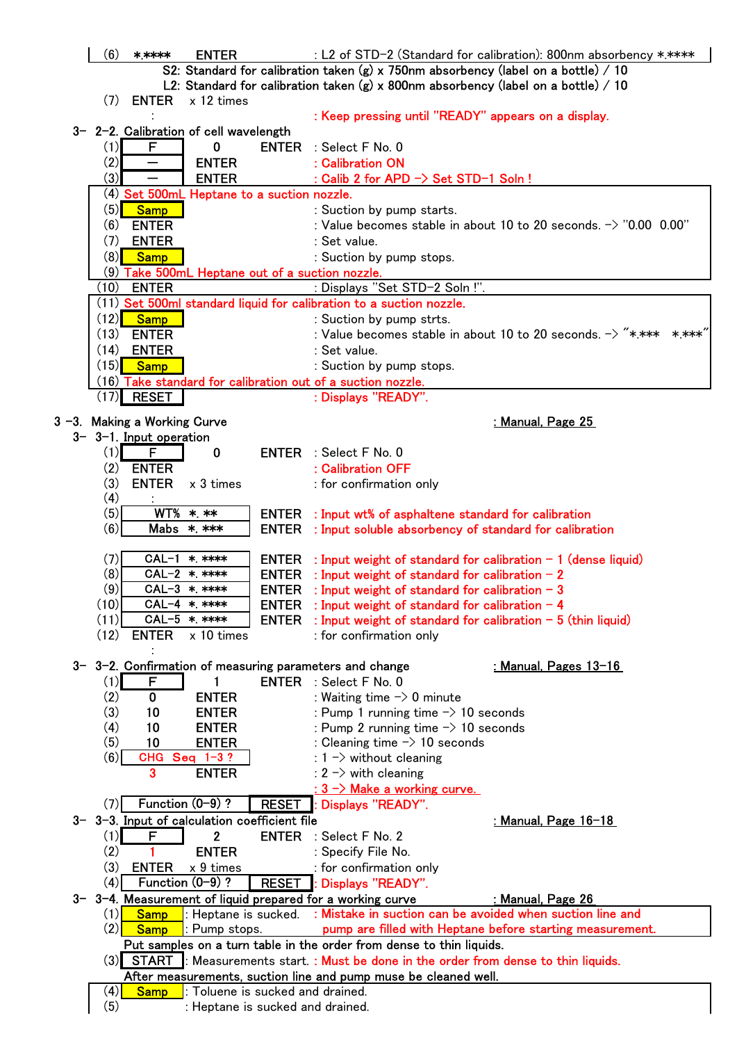| | | | |
|---|---|---|---|
| (6) | *.**** | ENTER | : L2 of STD-2 (Standard for calibration): 800nm absorbency *.**** |

S2: Standard for calibration taken (g) x 750nm absorbency (label on a bottle) / 10

L2: Standard for calibration taken (g) x 800nm absorbency (label on a bottle) / 10

(7) ENTER x 12 times

: : Keep pressing until "READY" appears on a display.

### 3- 2-2. Calibration of cell wavelength

| | | | |
|---|---|---|---|
| (1) | F 0 | ENTER | : Select F No. 0 |
| (2) | − | ENTER | : Calibration ON |
| (3) | − | ENTER | : Calib 2 for APD -> Set STD-1 Soln ! |
| (4) | Set 500mL Heptane to a suction nozzle. | | |
| (5) | Samp | | : Suction by pump starts. |
| (6) | ENTER | | : Value becomes stable in about 10 to 20 seconds. -> "0.00 0.00" |
| (7) | ENTER | | : Set value. |
| (8) | Samp | | : Suction by pump stops. |
| (9) | Take 500mL Heptane out of a suction nozzle. | | |
| (10) | ENTER | | : Displays "Set STD-2 Soln !". |
| (11) | Set 500ml standard liquid for calibration to a suction nozzle. | | |
| (12) | Samp | | : Suction by pump strts. |
| (13) | ENTER | | : Value becomes stable in about 10 to 20 seconds. -> "*.*** *.***" |
| (14) | ENTER | | : Set value. |
| (15) | Samp | | : Suction by pump stops. |
| (16) | Take standard for calibration out of a suction nozzle. | | |
| (17) | RESET | | : Displays "READY". |

## 3 -3. Making a Working Curve : Manual, Page 25

### 3- 3-1. Input operation

| | | | |
|---|---|---|---|
| (1) | F 0 | ENTER | : Select F No. 0 |
| (2) | ENTER | | : Calibration OFF |
| (3) | ENTER x 3 times | | : for confirmation only |
| (4) | : | | |
| (5) | WT% *. ** | ENTER | : Input wt% of asphaltene standard for calibration |
| (6) | Mabs *. *** | ENTER | : Input soluble absorbency of standard for calibration |
| (7) | CAL-1 *. **** | ENTER | : Input weight of standard for calibration − 1 (dense liquid) |
| (8) | CAL-2 *. **** | ENTER | : Input weight of standard for calibration − 2 |
| (9) | CAL-3 *. **** | ENTER | : Input weight of standard for calibration − 3 |
| (10) | CAL-4 *. **** | ENTER | : Input weight of standard for calibration − 4 |
| (11) | CAL-5 *. **** | ENTER | : Input weight of standard for calibration − 5 (thin liquid) |
| (12) | ENTER x 10 times | | : for confirmation only |

:

### 3- 3-2. Confirmation of measuring parameters and change : Manual, Pages 13-16

| | | | |
|---|---|---|---|
| (1) | F 1 | ENTER | : Select F No. 0 |
| (2) | 0 | ENTER | : Waiting time -> 0 minute |
| (3) | 10 | ENTER | : Pump 1 running time -> 10 seconds |
| (4) | 10 | ENTER | : Pump 2 running time -> 10 seconds |
| (5) | 10 | ENTER | : Cleaning time -> 10 seconds |
| (6) | CHG Seq 1-3 ? | | : 1 -> without cleaning |
| | 3 | ENTER | : 2 -> with cleaning |
| | | | : 3 -> Make a working curve. |
| (7) | Function (0-9) ? | RESET | : Displays "READY". |

### 3- 3-3. Input of calculation coefficient file : Manual, Page 16-18

| | | | |
|---|---|---|---|
| (1) | F 2 | ENTER | : Select F No. 2 |
| (2) | 1 | ENTER | : Specify File No. |
| (3) | ENTER x 9 times | | : for confirmation only |
| (4) | Function (0-9) ? | RESET | : Displays "READY". |

### 3- 3-4. Measurement of liquid prepared for a working curve : Manual, Page 26

(1) Samp : Heptane is sucked. : Mistake in suction can be avoided when suction line and

(2) Samp : Pump stops. pump are filled with Heptane before starting measurement.

Put samples on a turn table in the order from dense to thin liquids.

(3) START : Measurements start. : Must be done in the order from dense to thin liquids.

After measurements, suction line and pump muse be cleaned well.

(4) Samp : Toluene is sucked and drained.

(5) : Heptane is sucked and drained.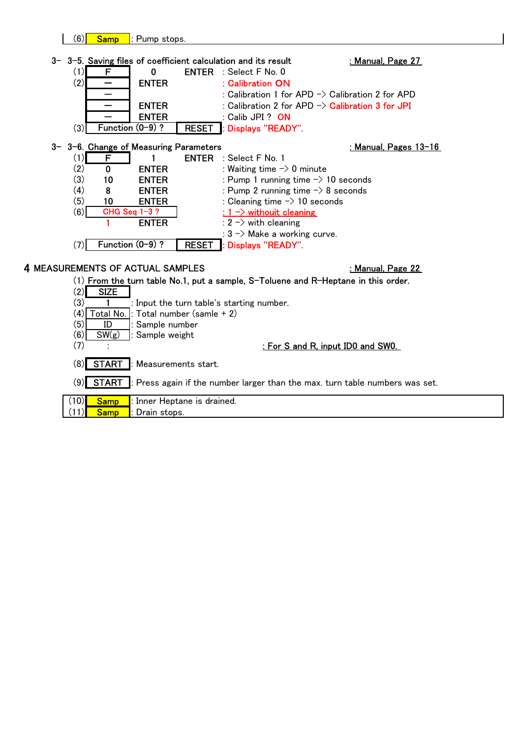| | | |
|---|---|---|
| (6) | Samp | : Pump stops. |

3- 3-5. Saving files of coefficient calculation and its result  : Manual, Page 27

| | | | | |
|---|---|---|---|---|
| (1) | F | 0 | ENTER | : Select F No. 0 |
| (2) | — | ENTER | | : Calibration ON |
| | — | | | : Calibration 1 for APD -> Calibration 2 for APD |
| | — | ENTER | | : Calibration 2 for APD -> Calibration 3 for JPI |
| | — | ENTER | | : Calib JPI ? ON |
| (3) | Function (0-9) ? | | RESET | : Displays "READY". |

3- 3-6. Change of Measuring Parameters  : Manual, Pages 13-16

| | | | | |
|---|---|---|---|---|
| (1) | F | 1 | ENTER | : Select F No. 1 |
| (2) | 0 | ENTER | | : Waiting time -> 0 minute |
| (3) | 10 | ENTER | | : Pump 1 running time -> 10 seconds |
| (4) | 8 | ENTER | | : Pump 2 running time -> 8 seconds |
| (5) | 10 | ENTER | | : Cleaning time -> 10 seconds |
| (6) | CHG Seq 1-3 ? | | | : 1 -> withouit cleaning |
| | 1 | ENTER | | : 2 -> with cleaning |
| | | | | : 3 -> Make a working curve. |
| (7) | Function (0-9) ? | | RESET | : Displays "READY". |

## 4 MEASUREMENTS OF ACTUAL SAMPLES  : Manual, Page 22

(1) From the turn table No.1, put a sample, S-Toluene and R-Heptane in this order.

| | | |
|---|---|---|
| (2) | SIZE | |
| (3) | 1 | : Input the turn table's starting number. |
| (4) | Total No. | : Total number (samle + 2) |
| (5) | ID | : Sample number |
| (6) | SW(g) | : Sample weight |
| (7) | : | : For S and R, input ID0 and SW0. |
| (8) | START | : Measurements start. |
| (9) | START | : Press again if the number larger than the max. turn table numbers was set. |
| (10) | Samp | : Inner Heptane is drained. |
| (11) | Samp | : Drain stops. |